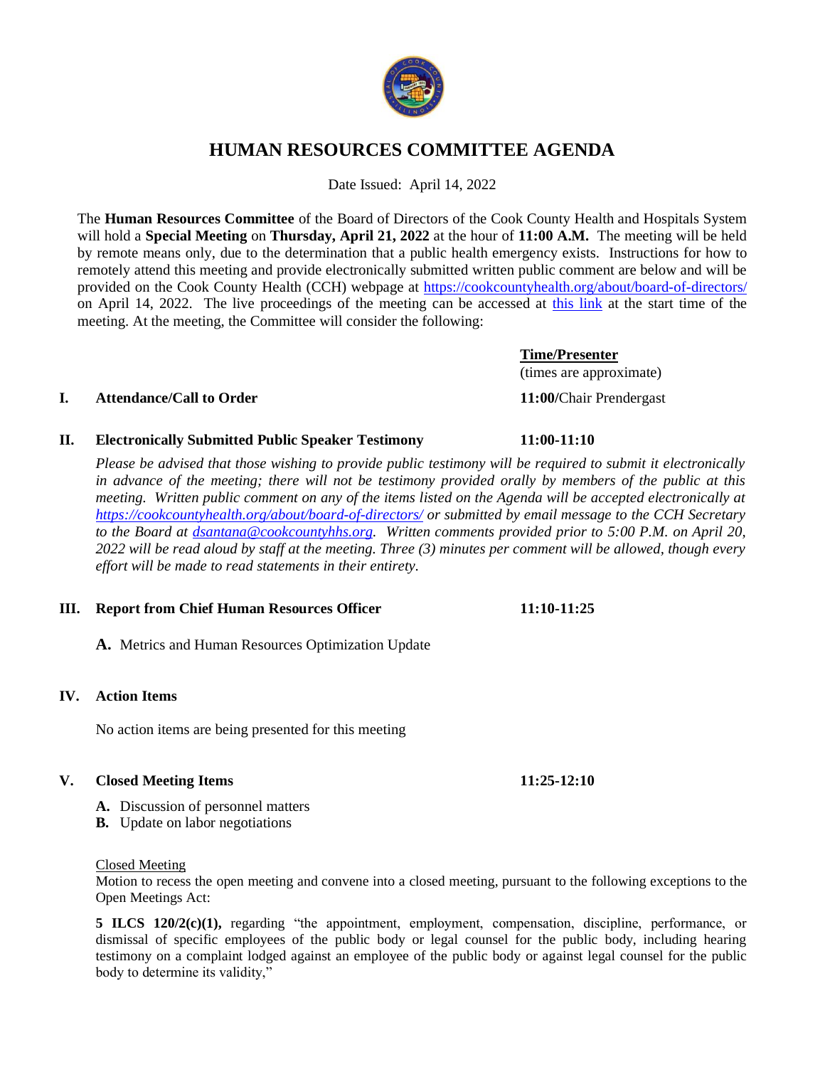# HUMAN RESOURCES COMMITTEE AGENDA

Date Issued: April 14, 2022

The **Human Resources Committee** of the Board of Directors of the Cook County Health and Hospitals System will hold a **Special Meeting** on **Thursday, April 21, 2022** at the hour of **11:00 A.M.** The meeting will be held by remote means only, due to the determination that a public health emergency exists. Instructions for how to remotely attend this meeting and provide electronically submitted written public comment are below and will be provided on the Cook County Health (CCH) webpage at https://cookcountyhealth.org/about/board-of-directors/ on April 14, 2022. The live proceedings of the meeting can be accessed at this link at the start time of the meeting. At the meeting, the Committee will consider the following:

| | **Time/Presenter** (times are approximate) |
|---|---|
| **I. Attendance/Call to Order** | **11:00/**Chair Prendergast |
| **II. Electronically Submitted Public Speaker Testimony** | **11:00-11:10** |

*Please be advised that those wishing to provide public testimony will be required to submit it electronically in advance of the meeting; there will not be testimony provided orally by members of the public at this meeting. Written public comment on any of the items listed on the Agenda will be accepted electronically at https://cookcountyhealth.org/about/board-of-directors/ or submitted by email message to the CCH Secretary to the Board at dsantana@cookcountyhhs.org. Written comments provided prior to 5:00 P.M. on April 20, 2022 will be read aloud by staff at the meeting. Three (3) minutes per comment will be allowed, though every effort will be made to read statements in their entirety.*

**III. Report from Chief Human Resources Officer** — **11:10-11:25**

**A.** Metrics and Human Resources Optimization Update

**IV. Action Items**

No action items are being presented for this meeting

**V. Closed Meeting Items** — **11:25-12:10**

**A.** Discussion of personnel matters
**B.** Update on labor negotiations

Closed Meeting
Motion to recess the open meeting and convene into a closed meeting, pursuant to the following exceptions to the Open Meetings Act:

**5 ILCS 120/2(c)(1),** regarding "the appointment, employment, compensation, discipline, performance, or dismissal of specific employees of the public body or legal counsel for the public body, including hearing testimony on a complaint lodged against an employee of the public body or against legal counsel for the public body to determine its validity,"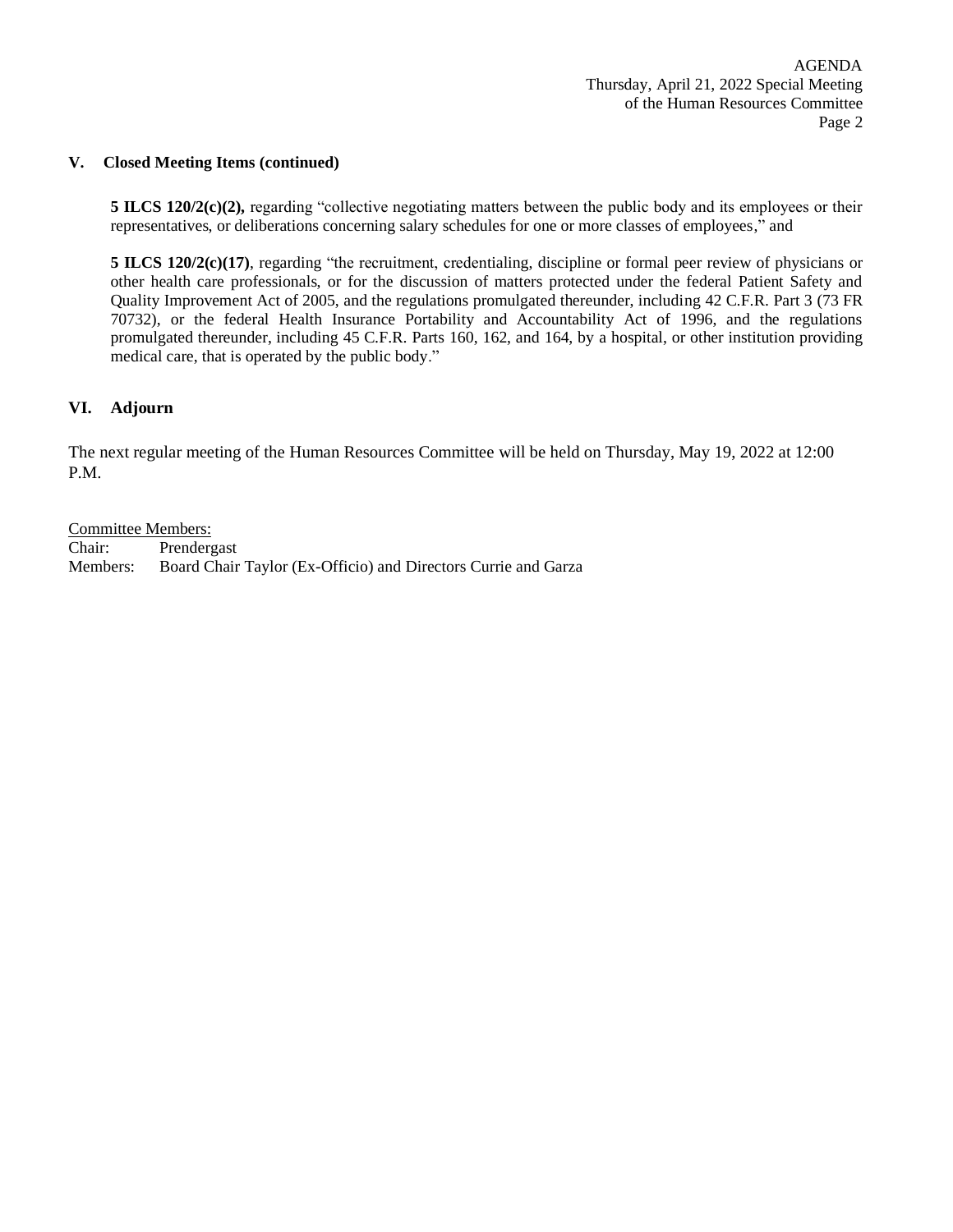## V. Closed Meeting Items (continued)

**5 ILCS 120/2(c)(2),** regarding "collective negotiating matters between the public body and its employees or their representatives, or deliberations concerning salary schedules for one or more classes of employees," and

**5 ILCS 120/2(c)(17)**, regarding "the recruitment, credentialing, discipline or formal peer review of physicians or other health care professionals, or for the discussion of matters protected under the federal Patient Safety and Quality Improvement Act of 2005, and the regulations promulgated thereunder, including 42 C.F.R. Part 3 (73 FR 70732), or the federal Health Insurance Portability and Accountability Act of 1996, and the regulations promulgated thereunder, including 45 C.F.R. Parts 160, 162, and 164, by a hospital, or other institution providing medical care, that is operated by the public body."

## VI. Adjourn

The next regular meeting of the Human Resources Committee will be held on Thursday, May 19, 2022 at 12:00 P.M.

Committee Members:
Chair: Prendergast
Members: Board Chair Taylor (Ex-Officio) and Directors Currie and Garza